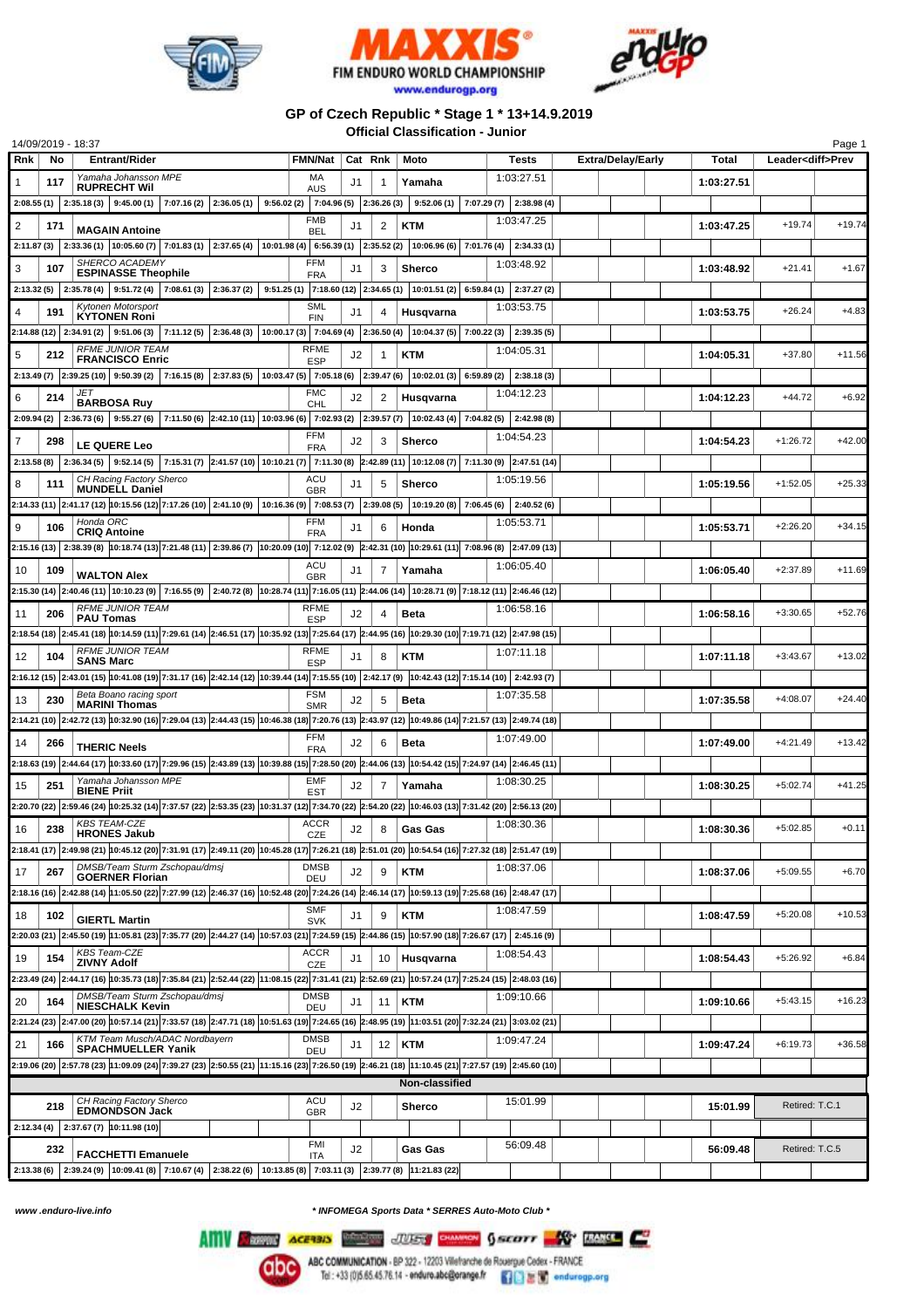FIM ENDURO WORLD CHAMPIONSHIP

www.endurogp.org

# GP of Czech Republic * Stage 1 * 13+14.9.2019

## Official Classification - Junior

14/09/2019 - 18:37

| Rnk | No | Entrant/Rider | FMN/Nat | Cat | Rnk | Moto | Tests | Extra/Delay/Early | Total | Leader<diff>Prev | |
|---|---|---|---|---|---|---|---|---|---|---|---|
| 1 | 117 | Yamaha Johansson MPE **RUPRECHT Wil** | MA AUS | J1 | 1 | Yamaha | 1:03:27.51 | | 1:03:27.51 | | |
| | | 2:08.55 (1) 2:35.18 (3) 9:45.00 (1) 7:07.16 (2) 2:36.05 (1) 9:56.02 (2) 7:04.96 (5) 2:36.26 (3) 9:52.06 (1) 7:07.29 (7) 2:38.98 (4) | | | | | | | | | |
| 2 | 171 | **MAGAIN Antoine** | FMB BEL | J1 | 2 | KTM | 1:03:47.25 | | 1:03:47.25 | +19.74 | +19.74 |
| | | 2:11.87 (3) 2:33.36 (1) 10:05.60 (7) 7:01.83 (1) 2:37.65 (4) 10:01.98 (4) 6:56.39 (1) 2:35.52 (2) 10:06.96 (6) 7:01.76 (4) 2:34.33 (1) | | | | | | | | | |
| 3 | 107 | SHERCO ACADEMY **ESPINASSE Theophile** | FFM FRA | J1 | 3 | Sherco | 1:03:48.92 | | 1:03:48.92 | +21.41 | +1.67 |
| | | 2:13.32 (5) 2:35.78 (4) 9:51.72 (4) 7:08.61 (3) 2:36.37 (2) 9:51.25 (1) 7:18.60 (12) 2:34.65 (1) 10:01.51 (2) 6:59.84 (1) 2:37.27 (2) | | | | | | | | | |
| 4 | 191 | Kytonen Motorsport **KYTONEN Roni** | SML FIN | J1 | 4 | Husqvarna | 1:03:53.75 | | 1:03:53.75 | +26.24 | +4.83 |
| | | 2:14.88 (12) 2:34.91 (2) 9:51.06 (3) 7:11.12 (5) 2:36.48 (3) 10:00.17 (3) 7:04.69 (4) 2:36.50 (4) 10:04.37 (5) 7:00.22 (3) 2:39.35 (5) | | | | | | | | | |
| 5 | 212 | RFME JUNIOR TEAM **FRANCISCO Enric** | RFME ESP | J2 | 1 | KTM | 1:04:05.31 | | 1:04:05.31 | +37.80 | +11.56 |
| | | 2:13.49 (7) 2:39.25 (10) 9:50.39 (2) 7:16.15 (8) 2:37.83 (5) 10:03.47 (5) 7:05.18 (6) 2:39.47 (6) 10:02.01 (3) 6:59.89 (2) 2:38.18 (3) | | | | | | | | | |
| 6 | 214 | JET **BARBOSA Ruy** | FMC CHL | J2 | 2 | Husqvarna | 1:04:12.23 | | 1:04:12.23 | +44.72 | +6.92 |
| | | 2:09.94 (2) 2:36.73 (6) 9:55.27 (6) 7:11.50 (6) 2:42.10 (11) 10:03.96 (6) 7:02.93 (2) 2:39.57 (7) 10:02.43 (4) 7:04.82 (5) 2:42.98 (8) | | | | | | | | | |
| 7 | 298 | **LE QUERE Leo** | FFM FRA | J2 | 3 | Sherco | 1:04:54.23 | | 1:04:54.23 | +1:26.72 | +42.00 |
| | | 2:13.58 (8) 2:36.34 (5) 9:52.14 (5) 7:15.31 (7) 2:41.57 (10) 10:10.21 (7) 7:11.30 (8) 2:42.89 (11) 10:12.08 (7) 7:11.30 (9) 2:47.51 (14) | | | | | | | | | |
| 8 | 111 | CH Racing Factory Sherco **MUNDELL Daniel** | ACU GBR | J1 | 5 | Sherco | 1:05:19.56 | | 1:05:19.56 | +1:52.05 | +25.33 |
| | | 2:14.33 (11) 2:41.17 (12) 10:15.56 (12) 7:17.26 (10) 2:41.10 (9) 10:16.36 (9) 7:08.53 (7) 2:39.08 (5) 10:19.20 (8) 7:06.45 (6) 2:40.52 (6) | | | | | | | | | |
| 9 | 106 | Honda ORC **CRIQ Antoine** | FFM FRA | J1 | 6 | Honda | 1:05:53.71 | | 1:05:53.71 | +2:26.20 | +34.15 |
| | | 2:15.16 (13) 2:38.39 (8) 10:18.74 (13) 7:21.48 (11) 2:39.86 (7) 10:20.09 (10) 7:12.02 (9) 2:42.31 (10) 10:29.61 (11) 7:08.96 (8) 2:47.09 (13) | | | | | | | | | |
| 10 | 109 | **WALTON Alex** | ACU GBR | J1 | 7 | Yamaha | 1:06:05.40 | | 1:06:05.40 | +2:37.89 | +11.69 |
| | | 2:15.30 (14) 2:40.46 (11) 10:10.23 (9) 7:16.55 (9) 2:40.72 (8) 10:28.74 (11) 7:16.05 (11) 2:44.06 (14) 10:28.71 (9) 7:18.12 (11) 2:46.46 (12) | | | | | | | | | |
| 11 | 206 | RFME JUNIOR TEAM **PAU Tomas** | RFME ESP | J2 | 4 | Beta | 1:06:58.16 | | 1:06:58.16 | +3:30.65 | +52.76 |
| | | 2:18.54 (18) 2:45.41 (18) 10:14.59 (11) 7:29.61 (14) 2:46.51 (17) 10:35.92 (13) 7:25.64 (17) 2:44.95 (16) 10:29.30 (10) 7:19.71 (12) 2:47.98 (15) | | | | | | | | | |
| 12 | 104 | RFME JUNIOR TEAM **SANS Marc** | RFME ESP | J1 | 8 | KTM | 1:07:11.18 | | 1:07:11.18 | +3:43.67 | +13.02 |
| | | 2:16.12 (15) 2:43.01 (15) 10:41.08 (19) 7:31.17 (16) 2:42.14 (12) 10:39.44 (14) 7:15.55 (10) 2:42.17 (9) 10:42.43 (12) 7:15.14 (10) 2:42.93 (7) | | | | | | | | | |
| 13 | 230 | Beta Boano racing sport **MARINI Thomas** | FSM SMR | J2 | 5 | Beta | 1:07:35.58 | | 1:07:35.58 | +4:08.07 | +24.40 |
| | | 2:14.21 (10) 2:42.72 (13) 10:32.90 (16) 7:29.04 (13) 2:44.43 (15) 10:46.38 (18) 7:20.76 (13) 2:43.97 (12) 10:49.86 (14) 7:21.57 (13) 2:49.74 (18) | | | | | | | | | |
| 14 | 266 | **THERIC Neels** | FFM FRA | J2 | 6 | Beta | 1:07:49.00 | | 1:07:49.00 | +4:21.49 | +13.42 |
| | | 2:18.63 (19) 2:44.64 (17) 10:33.60 (17) 7:29.96 (15) 2:43.89 (13) 10:39.88 (15) 7:28.50 (20) 2:44.06 (13) 10:54.42 (15) 7:24.97 (14) 2:46.45 (11) | | | | | | | | | |
| 15 | 251 | Yamaha Johansson MPE **BIENE Priit** | EMF EST | J2 | 7 | Yamaha | 1:08:30.25 | | 1:08:30.25 | +5:02.74 | +41.25 |
| | | 2:20.70 (22) 2:59.46 (24) 10:25.32 (14) 7:37.57 (22) 2:53.35 (23) 10:31.37 (12) 7:34.70 (22) 2:54.20 (22) 10:46.03 (13) 7:31.42 (20) 2:56.13 (20) | | | | | | | | | |
| 16 | 238 | KBS TEAM-CZE **HRONES Jakub** | ACCR CZE | J2 | 8 | Gas Gas | 1:08:30.36 | | 1:08:30.36 | +5:02.85 | +0.11 |
| | | 2:18.41 (17) 2:49.98 (21) 10:45.12 (20) 7:31.91 (17) 2:49.11 (20) 10:45.28 (17) 7:26.21 (18) 2:51.01 (20) 10:54.54 (16) 7:27.32 (18) 2:51.47 (19) | | | | | | | | | |
| 17 | 267 | DMSB/Team Sturm Zschopau/dmsj **GOERNER Florian** | DMSB DEU | J2 | 9 | KTM | 1:08:37.06 | | 1:08:37.06 | +5:09.55 | +6.70 |
| | | 2:18.16 (16) 2:42.88 (14) 11:05.50 (22) 7:27.99 (12) 2:46.37 (16) 10:52.48 (20) 7:24.26 (14) 2:46.14 (17) 10:59.13 (19) 7:25.68 (16) 2:48.47 (17) | | | | | | | | | |
| 18 | 102 | **GIERTL Martin** | SMF SVK | J1 | 9 | KTM | 1:08:47.59 | | 1:08:47.59 | +5:20.08 | +10.53 |
| | | 2:20.03 (21) 2:45.50 (19) 11:05.81 (23) 7:35.77 (20) 2:44.27 (14) 10:57.03 (21) 7:24.59 (15) 2:44.86 (15) 10:57.90 (18) 7:26.67 (17) 2:45.16 (9) | | | | | | | | | |
| 19 | 154 | KBS Team-CZE **ZIVNY Adolf** | ACCR CZE | J1 | 10 | Husqvarna | 1:08:54.43 | | 1:08:54.43 | +5:26.92 | +6.84 |
| | | 2:23.49 (24) 2:44.17 (16) 10:35.73 (18) 7:35.84 (21) 2:52.44 (22) 11:08.15 (22) 7:31.41 (21) 2:52.69 (21) 10:57.24 (17) 7:25.24 (15) 2:48.03 (16) | | | | | | | | | |
| 20 | 164 | DMSB/Team Sturm Zschopau/dmsj **NIESCHALK Kevin** | DMSB DEU | J1 | 11 | KTM | 1:09:10.66 | | 1:09:10.66 | +5:43.15 | +16.23 |
| | | 2:21.24 (23) 2:47.00 (20) 10:57.14 (21) 7:33.57 (18) 2:47.71 (18) 10:51.63 (19) 7:24.65 (16) 2:48.95 (19) 11:03.51 (20) 7:32.24 (21) 3:03.02 (21) | | | | | | | | | |
| 21 | 166 | KTM Team Musch/ADAC Nordbayern **SPACHMUELLER Yanik** | DMSB DEU | J1 | 12 | KTM | 1:09:47.24 | | 1:09:47.24 | +6:19.73 | +36.58 |
| | | 2:19.06 (20) 2:57.78 (23) 11:09.09 (24) 7:39.27 (23) 2:50.55 (21) 11:15.16 (23) 7:26.50 (19) 2:46.21 (18) 11:10.45 (21) 7:27.57 (19) 2:45.60 (10) | | | | | | | | | |
| | | | | | | **Non-classified** | | | | | |
| | 218 | CH Racing Factory Sherco **EDMONDSON Jack** | ACU GBR | J2 | | Sherco | 15:01.99 | | 15:01.99 | Retired: T.C.1 | |
| | | 2:12.34 (4) 2:37.67 (7) 10:11.98 (10) | | | | | | | | | |
| | 232 | **FACCHETTI Emanuele** | FMI ITA | J2 | | Gas Gas | 56:09.48 | | 56:09.48 | Retired: T.C.5 | |
| | | 2:13.38 (6) 2:39.24 (9) 10:09.41 (8) 7:10.67 (4) 2:38.22 (6) 10:13.85 (8) 7:03.11 (3) 2:39.77 (8) 11:21.83 (22) | | | | | | | | | |

www.enduro-live.info

* INFOMEGA Sports Data * SERRES Auto-Moto Club *

ABC COMMUNICATION - BP 322 - 12203 Villefranche de Rouergue Cedex - FRANCE
Tel : +33 (0)5.65.45.76.14 - enduro.abc@orange.fr   endurogp.org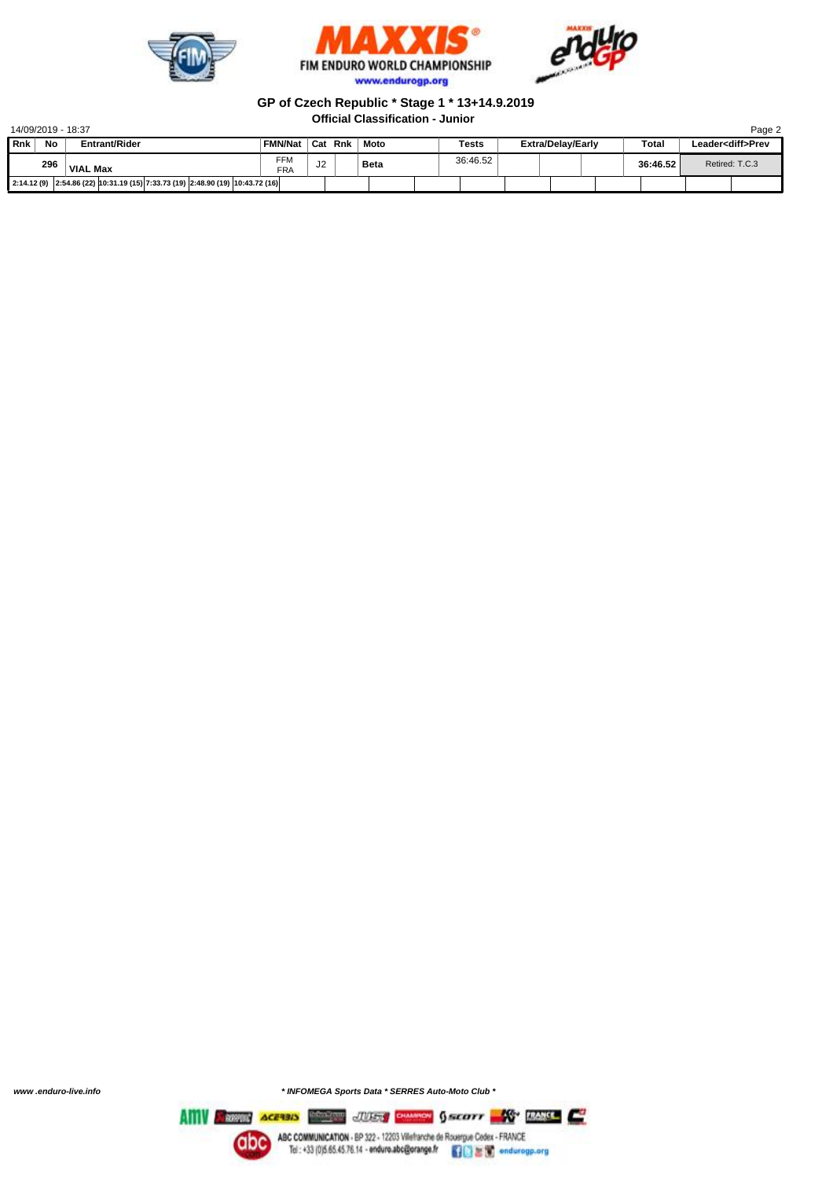## GP of Czech Republic * Stage 1 * 13+14.9.2019

### Official Classification - Junior

14/09/2019 - 18:37

| Rnk | No | Entrant/Rider | FMN/Nat | Cat | Rnk | Moto | Tests | Extra/Delay/Early | Total | Leader<diff>Prev |
|---|---|---|---|---|---|---|---|---|---|---|
| | 296 | VIAL Max | FFM FRA | J2 | | Beta | 36:46.52 | | 36:46.52 | Retired: T.C.3 |
| 2:14.12 (9) | 2:54.86 (22) | 10:31.19 (15) | 7:33.73 (19) | 2:48.90 (19) | 10:43.72 (16) | | | | | |

*www .enduro-live.info*

*\* INFOMEGA Sports Data \* SERRES Auto-Moto Club \**

ABC COMMUNICATION - BP 322 - 12203 Villefranche de Rouergue Cedex - FRANCE
Tel : +33 (0)5.65.45.76.14 - enduro.abc@orange.fr    endurogp.org